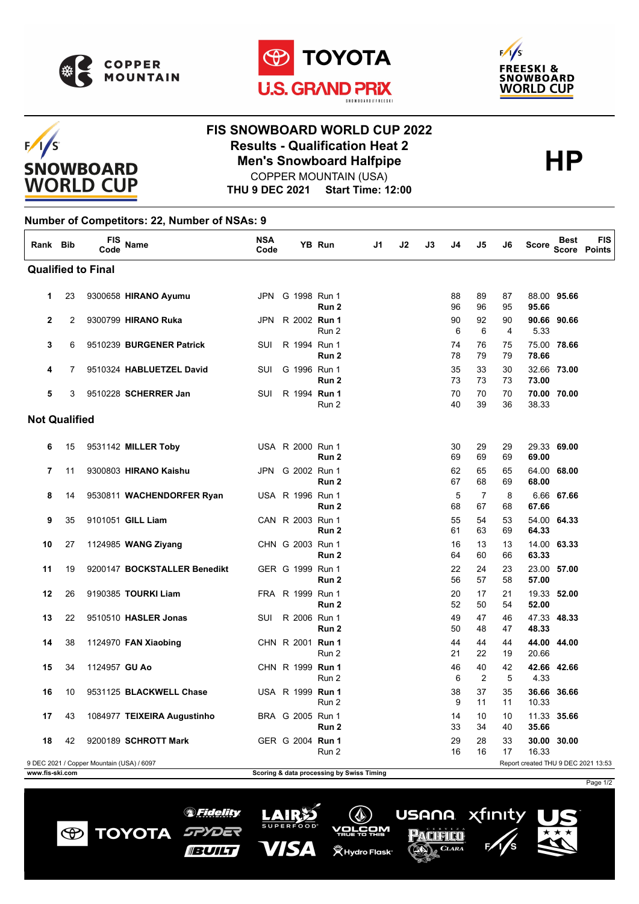# FIS SNOWBOARD WORLD CUP 2022

## Results - Qualification Heat 2

## Men's Snowboard Halfpipe

**HP**

COPPER MOUNTAIN (USA)

**THU 9 DEC 2021 Start Time: 12:00**

**Number of Competitors: 22, Number of NSAs: 9**

| Rank | Bib | FIS Code | Name | NSA Code | YB | Run | J1 | J2 | J3 | J4 | J5 | J6 | Score | Best Score | FIS Points |
|---|---|---|---|---|---|---|---|---|---|---|---|---|---|---|---|
| **Qualified to Final** | | | | | | | | | | | | | | | |
| 1 | 23 | 9300658 | **HIRANO Ayumu** | JPN | G 1998 | Run 1 | | | | 88 | 89 | 87 | 88.00 | **95.66** | |
| | | | | | | **Run 2** | | | | 96 | 96 | 95 | **95.66** | | |
| 2 | 2 | 9300799 | **HIRANO Ruka** | JPN | R 2002 | **Run 1** | | | | 90 | 92 | 90 | **90.66** | **90.66** | |
| | | | | | | Run 2 | | | | 6 | 6 | 4 | 5.33 | | |
| 3 | 6 | 9510239 | **BURGENER Patrick** | SUI | R 1994 | Run 1 | | | | 74 | 76 | 75 | 75.00 | **78.66** | |
| | | | | | | **Run 2** | | | | 78 | 79 | 79 | **78.66** | | |
| 4 | 7 | 9510324 | **HABLUETZEL David** | SUI | G 1996 | Run 1 | | | | 35 | 33 | 30 | 32.66 | **73.00** | |
| | | | | | | **Run 2** | | | | 73 | 73 | 73 | **73.00** | | |
| 5 | 3 | 9510228 | **SCHERRER Jan** | SUI | R 1994 | **Run 1** | | | | 70 | 70 | 70 | **70.00** | **70.00** | |
| | | | | | | Run 2 | | | | 40 | 39 | 36 | 38.33 | | |
| **Not Qualified** | | | | | | | | | | | | | | | |
| 6 | 15 | 9531142 | **MILLER Toby** | USA | R 2000 | Run 1 | | | | 30 | 29 | 29 | 29.33 | **69.00** | |
| | | | | | | **Run 2** | | | | 69 | 69 | 69 | **69.00** | | |
| 7 | 11 | 9300803 | **HIRANO Kaishu** | JPN | G 2002 | Run 1 | | | | 62 | 65 | 65 | 64.00 | **68.00** | |
| | | | | | | **Run 2** | | | | 67 | 68 | 69 | **68.00** | | |
| 8 | 14 | 9530811 | **WACHENDORFER Ryan** | USA | R 1996 | Run 1 | | | | 5 | 7 | 8 | 6.66 | **67.66** | |
| | | | | | | **Run 2** | | | | 68 | 67 | 68 | **67.66** | | |
| 9 | 35 | 9101051 | **GILL Liam** | CAN | R 2003 | Run 1 | | | | 55 | 54 | 53 | 54.00 | **64.33** | |
| | | | | | | **Run 2** | | | | 61 | 63 | 69 | **64.33** | | |
| 10 | 27 | 1124985 | **WANG Ziyang** | CHN | G 2003 | Run 1 | | | | 16 | 13 | 13 | 14.00 | **63.33** | |
| | | | | | | **Run 2** | | | | 64 | 60 | 66 | **63.33** | | |
| 11 | 19 | 9200147 | **BOCKSTALLER Benedikt** | GER | G 1999 | Run 1 | | | | 22 | 24 | 23 | 23.00 | **57.00** | |
| | | | | | | **Run 2** | | | | 56 | 57 | 58 | **57.00** | | |
| 12 | 26 | 9190385 | **TOURKI Liam** | FRA | R 1999 | Run 1 | | | | 20 | 17 | 21 | 19.33 | **52.00** | |
| | | | | | | **Run 2** | | | | 52 | 50 | 54 | **52.00** | | |
| 13 | 22 | 9510510 | **HASLER Jonas** | SUI | R 2006 | Run 1 | | | | 49 | 47 | 46 | 47.33 | **48.33** | |
| | | | | | | **Run 2** | | | | 50 | 48 | 47 | **48.33** | | |
| 14 | 38 | 1124970 | **FAN Xiaobing** | CHN | R 2001 | **Run 1** | | | | 44 | 44 | 44 | **44.00** | **44.00** | |
| | | | | | | Run 2 | | | | 21 | 22 | 19 | 20.66 | | |
| 15 | 34 | 1124957 | **GU Ao** | CHN | R 1999 | **Run 1** | | | | 46 | 40 | 42 | **42.66** | **42.66** | |
| | | | | | | Run 2 | | | | 6 | 2 | 5 | 4.33 | | |
| 16 | 10 | 9531125 | **BLACKWELL Chase** | USA | R 1999 | **Run 1** | | | | 38 | 37 | 35 | **36.66** | **36.66** | |
| | | | | | | Run 2 | | | | 9 | 11 | 11 | 10.33 | | |
| 17 | 43 | 1084977 | **TEIXEIRA Augustinho** | BRA | G 2005 | Run 1 | | | | 14 | 10 | 10 | 11.33 | **35.66** | |
| | | | | | | **Run 2** | | | | 33 | 34 | 40 | **35.66** | | |
| 18 | 42 | 9200189 | **SCHROTT Mark** | GER | G 2004 | **Run 1** | | | | 29 | 28 | 33 | **30.00** | **30.00** | |
| | | | | | | Run 2 | | | | 16 | 16 | 17 | 16.33 | | |

9 DEC 2021 / Copper Mountain (USA) / 6097

Report created THU 9 DEC 2021 13:53

www.fis-ski.com

Scoring & data processing by Swiss Timing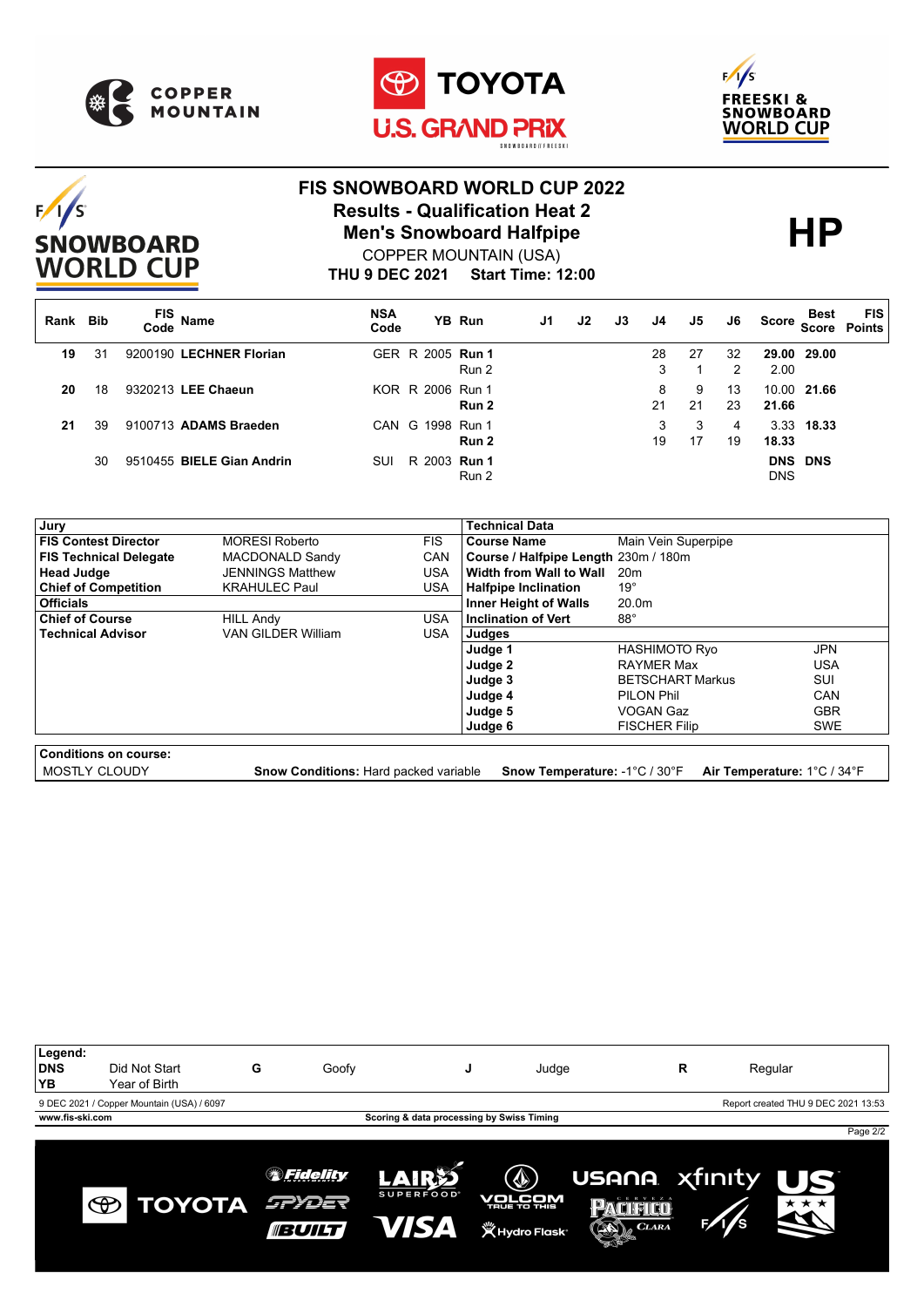# FIS SNOWBOARD WORLD CUP 2022

## Results - Qualification Heat 2

## Men's Snowboard Halfpipe

COPPER MOUNTAIN (USA)

**THU 9 DEC 2021** **Start Time: 12:00**

**HP**

| Rank | Bib | FIS Code | Name | NSA Code | | YB | Run | J1 | J2 | J3 | J4 | J5 | J6 | Score | Best Score | FIS Points |
|---|---|---|---|---|---|---|---|---|---|---|---|---|---|---|---|---|
| 19 | 31 | 9200190 | **LECHNER Florian** | GER | R | 2005 | **Run 1** | | | | 28 | 27 | 32 | **29.00** | **29.00** | |
| | | | | | | | Run 2 | | | | 3 | 1 | 2 | 2.00 | | |
| 20 | 18 | 9320213 | **LEE Chaeun** | KOR | R | 2006 | Run 1 | | | | 8 | 9 | 13 | 10.00 | **21.66** | |
| | | | | | | | **Run 2** | | | | 21 | 21 | 23 | **21.66** | | |
| 21 | 39 | 9100713 | **ADAMS Braeden** | CAN | G | 1998 | Run 1 | | | | 3 | 3 | 4 | 3.33 | **18.33** | |
| | | | | | | | **Run 2** | | | | 19 | 17 | 19 | **18.33** | | |
| | 30 | 9510455 | **BIELE Gian Andrin** | SUI | R | 2003 | **Run 1** | | | | | | | **DNS** | **DNS** | |
| | | | | | | | Run 2 | | | | | | | DNS | | |

| Jury | | |
|---|---|---|
| **FIS Contest Director** | MORESI Roberto | FIS |
| **FIS Technical Delegate** | MACDONALD Sandy | CAN |
| **Head Judge** | JENNINGS Matthew | USA |
| **Chief of Competition** | KRAHULEC Paul | USA |
| **Officials** | | |
| **Chief of Course** | HILL Andy | USA |
| **Technical Advisor** | VAN GILDER William | USA |

| Technical Data | |
|---|---|
| **Course Name** | Main Vein Superpipe |
| **Course / Halfpipe Length** | 230m / 180m |
| **Width from Wall to Wall** | 20m |
| **Halfpipe Inclination** | 19° |
| **Inner Height of Walls** | 20.0m |
| **Inclination of Vert** | 88° |

| Judges | | |
|---|---|---|
| **Judge 1** | HASHIMOTO Ryo | JPN |
| **Judge 2** | RAYMER Max | USA |
| **Judge 3** | BETSCHART Markus | SUI |
| **Judge 4** | PILON Phil | CAN |
| **Judge 5** | VOGAN Gaz | GBR |
| **Judge 6** | FISCHER Filip | SWE |

**Conditions on course:**
MOSTLY CLOUDY **Snow Conditions:** Hard packed variable **Snow Temperature:** -1°C / 30°F **Air Temperature:** 1°C / 34°F

**Legend:**
**DNS** Did Not Start **G** Goofy **J** Judge **R** Regular
**YB** Year of Birth

9 DEC 2021 / Copper Mountain (USA) / 6097 Report created THU 9 DEC 2021 13:53

www.fis-ski.com **Scoring & data processing by Swiss Timing**